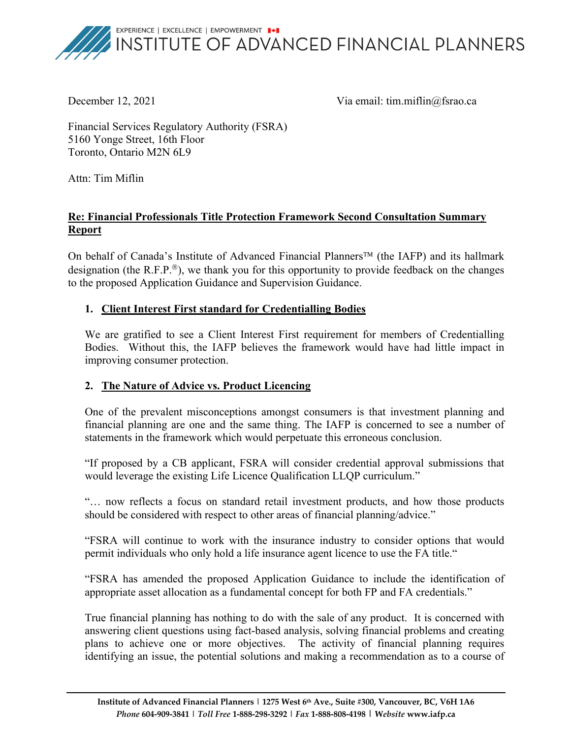EXPERIENCE | EXCELLENCE | EMPOWERMENT

# INSTITUTE OF ADVANCED FINANCIAL PLANNERS

December 12, 2021 Via email: tim.miflin@fsrao.ca

Financial Services Regulatory Authority (FSRA)
5160 Yonge Street, 16th Floor
Toronto, Ontario M2N 6L9

Attn: Tim Miflin

**Re: Financial Professionals Title Protection Framework Second Consultation Summary Report**

On behalf of Canada's Institute of Advanced Financial Planners™ (the IAFP) and its hallmark designation (the R.F.P.®), we thank you for this opportunity to provide feedback on the changes to the proposed Application Guidance and Supervision Guidance.

## 1. Client Interest First standard for Credentialling Bodies

We are gratified to see a Client Interest First requirement for members of Credentialling Bodies. Without this, the IAFP believes the framework would have had little impact in improving consumer protection.

## 2. The Nature of Advice vs. Product Licencing

One of the prevalent misconceptions amongst consumers is that investment planning and financial planning are one and the same thing. The IAFP is concerned to see a number of statements in the framework which would perpetuate this erroneous conclusion.

"If proposed by a CB applicant, FSRA will consider credential approval submissions that would leverage the existing Life Licence Qualification LLQP curriculum."

"… now reflects a focus on standard retail investment products, and how those products should be considered with respect to other areas of financial planning/advice."

"FSRA will continue to work with the insurance industry to consider options that would permit individuals who only hold a life insurance agent licence to use the FA title."

"FSRA has amended the proposed Application Guidance to include the identification of appropriate asset allocation as a fundamental concept for both FP and FA credentials."

True financial planning has nothing to do with the sale of any product. It is concerned with answering client questions using fact-based analysis, solving financial problems and creating plans to achieve one or more objectives. The activity of financial planning requires identifying an issue, the potential solutions and making a recommendation as to a course of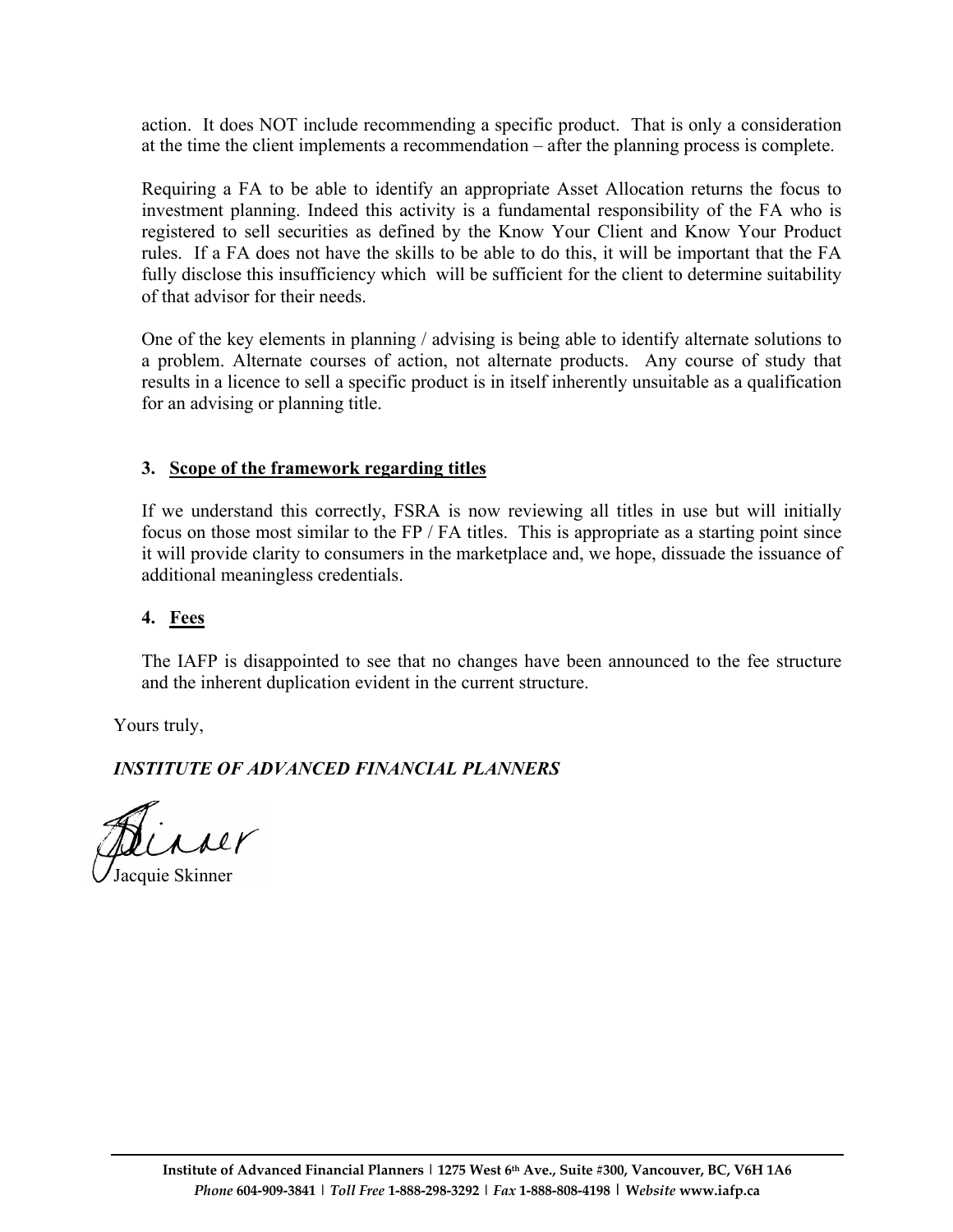action. It does NOT include recommending a specific product. That is only a consideration at the time the client implements a recommendation – after the planning process is complete.

Requiring a FA to be able to identify an appropriate Asset Allocation returns the focus to investment planning. Indeed this activity is a fundamental responsibility of the FA who is registered to sell securities as defined by the Know Your Client and Know Your Product rules. If a FA does not have the skills to be able to do this, it will be important that the FA fully disclose this insufficiency which will be sufficient for the client to determine suitability of that advisor for their needs.

One of the key elements in planning / advising is being able to identify alternate solutions to a problem. Alternate courses of action, not alternate products. Any course of study that results in a licence to sell a specific product is in itself inherently unsuitable as a qualification for an advising or planning title.

**3. <u>Scope of the framework regarding titles</u>**

If we understand this correctly, FSRA is now reviewing all titles in use but will initially focus on those most similar to the FP / FA titles. This is appropriate as a starting point since it will provide clarity to consumers in the marketplace and, we hope, dissuade the issuance of additional meaningless credentials.

**4. <u>Fees</u>**

The IAFP is disappointed to see that no changes have been announced to the fee structure and the inherent duplication evident in the current structure.

Yours truly,

***INSTITUTE OF ADVANCED FINANCIAL PLANNERS***

Jacquie Skinner

**Institute of Advanced Financial Planners | 1275 West 6th Ave., Suite #300, Vancouver, BC, V6H 1A6**
***Phone*** **604-909-3841 |** ***Toll Free*** **1-888-298-3292 |** ***Fax*** **1-888-808-4198 |** ***Website*** **www.iafp.ca**